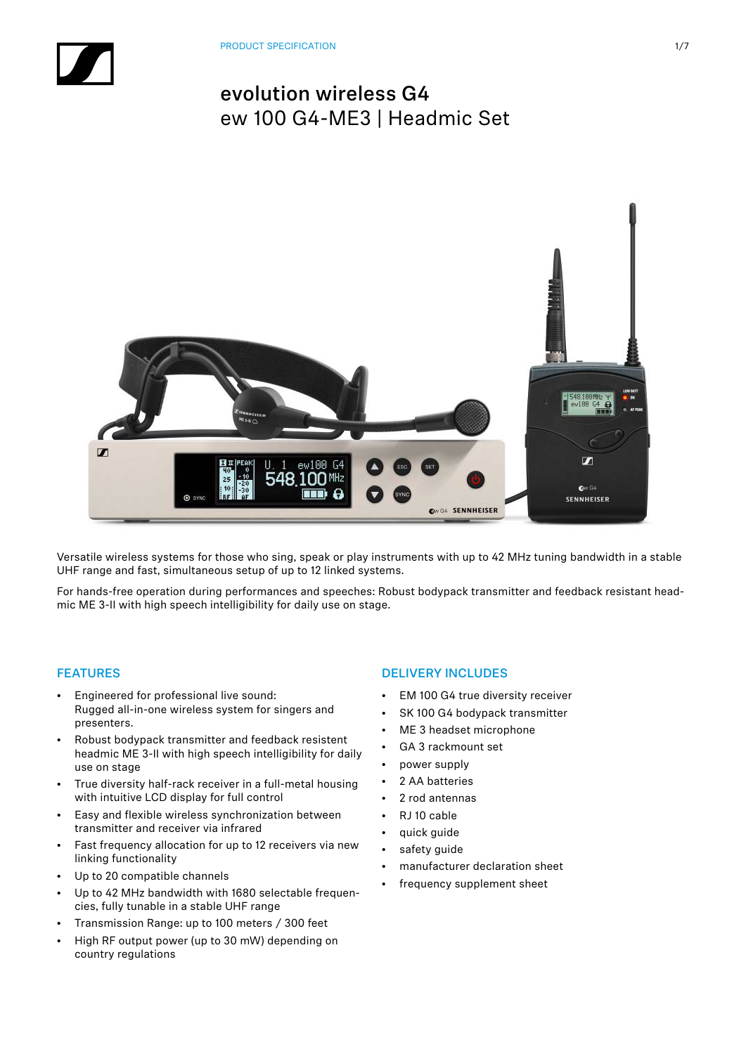PRODUCT SPECIFICATION

# evolution wireless G4

## ew 100 G4-ME3 | Headmic Set

Versatile wireless systems for those who sing, speak or play instruments with up to 42 MHz tuning bandwidth in a stable UHF range and fast, simultaneous setup of up to 12 linked systems.

For hands-free operation during performances and speeches: Robust bodypack transmitter and feedback resistant head-mic ME 3-II with high speech intelligibility for daily use on stage.

### FEATURES

- Engineered for professional live sound: Rugged all-in-one wireless system for singers and presenters.
- Robust bodypack transmitter and feedback resistent headmic ME 3-II with high speech intelligibility for daily use on stage
- True diversity half-rack receiver in a full-metal housing with intuitive LCD display for full control
- Easy and flexible wireless synchronization between transmitter and receiver via infrared
- Fast frequency allocation for up to 12 receivers via new linking functionality
- Up to 20 compatible channels
- Up to 42 MHz bandwidth with 1680 selectable frequencies, fully tunable in a stable UHF range
- Transmission Range: up to 100 meters / 300 feet
- High RF output power (up to 30 mW) depending on country regulations

### DELIVERY INCLUDES

- EM 100 G4 true diversity receiver
- SK 100 G4 bodypack transmitter
- ME 3 headset microphone
- GA 3 rackmount set
- power supply
- 2 AA batteries
- 2 rod antennas
- RJ 10 cable
- quick guide
- safety guide
- manufacturer declaration sheet
- frequency supplement sheet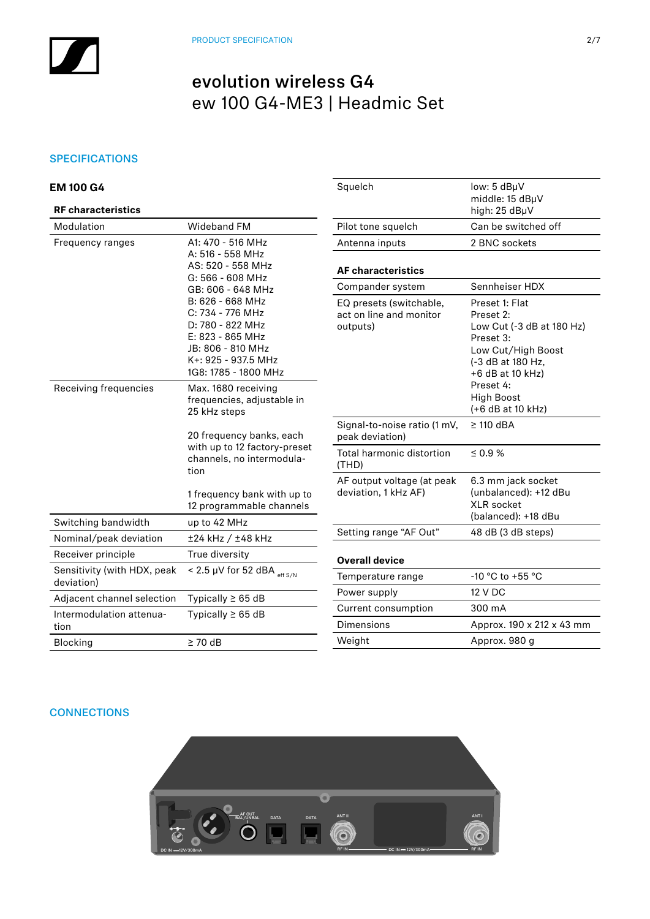# evolution wireless G4
## ew 100 G4-ME3 | Headmic Set

## SPECIFICATIONS

### EM 100 G4

**RF characteristics**

| | |
|---|---|
| Modulation | Wideband FM |
| Frequency ranges | A1: 470 - 516 MHz<br>A: 516 - 558 MHz<br>AS: 520 - 558 MHz<br>G: 566 - 608 MHz<br>GB: 606 - 648 MHz<br>B: 626 - 668 MHz<br>C: 734 - 776 MHz<br>D: 780 - 822 MHz<br>E: 823 - 865 MHz<br>JB: 806 - 810 MHz<br>K+: 925 - 937.5 MHz<br>1G8: 1785 - 1800 MHz |
| Receiving frequencies | Max. 1680 receiving frequencies, adjustable in 25 kHz steps<br><br>20 frequency banks, each with up to 12 factory-preset channels, no intermodulation<br><br>1 frequency bank with up to 12 programmable channels |
| Switching bandwidth | up to 42 MHz |
| Nominal/peak deviation | ±24 kHz / ±48 kHz |
| Receiver principle | True diversity |
| Sensitivity (with HDX, peak deviation) | < 2.5 µV for 52 dBA $_{\text{eff S/N}}$ |
| Adjacent channel selection | Typically ≥ 65 dB |
| Intermodulation attenuation | Typically ≥ 65 dB |
| Blocking | ≥ 70 dB |
| Squelch | low: 5 dBµV<br>middle: 15 dBµV<br>high: 25 dBµV |
| Pilot tone squelch | Can be switched off |
| Antenna inputs | 2 BNC sockets |

**AF characteristics**

| | |
|---|---|
| Compander system | Sennheiser HDX |
| EQ presets (switchable, act on line and monitor outputs) | Preset 1: Flat<br>Preset 2:<br>Low Cut (-3 dB at 180 Hz)<br>Preset 3:<br>Low Cut/High Boost<br>(-3 dB at 180 Hz,<br>+6 dB at 10 kHz)<br>Preset 4:<br>High Boost<br>(+6 dB at 10 kHz) |
| Signal-to-noise ratio (1 mV, peak deviation) | ≥ 110 dBA |
| Total harmonic distortion (THD) | ≤ 0.9 % |
| AF output voltage (at peak deviation, 1 kHz AF) | 6.3 mm jack socket (unbalanced): +12 dBu<br>XLR socket (balanced): +18 dBu |
| Setting range “AF Out” | 48 dB (3 dB steps) |

**Overall device**

| | |
|---|---|
| Temperature range | -10 °C to +55 °C |
| Power supply | 12 V DC |
| Current consumption | 300 mA |
| Dimensions | Approx. 190 x 212 x 43 mm |
| Weight | Approx. 980 g |

## CONNECTIONS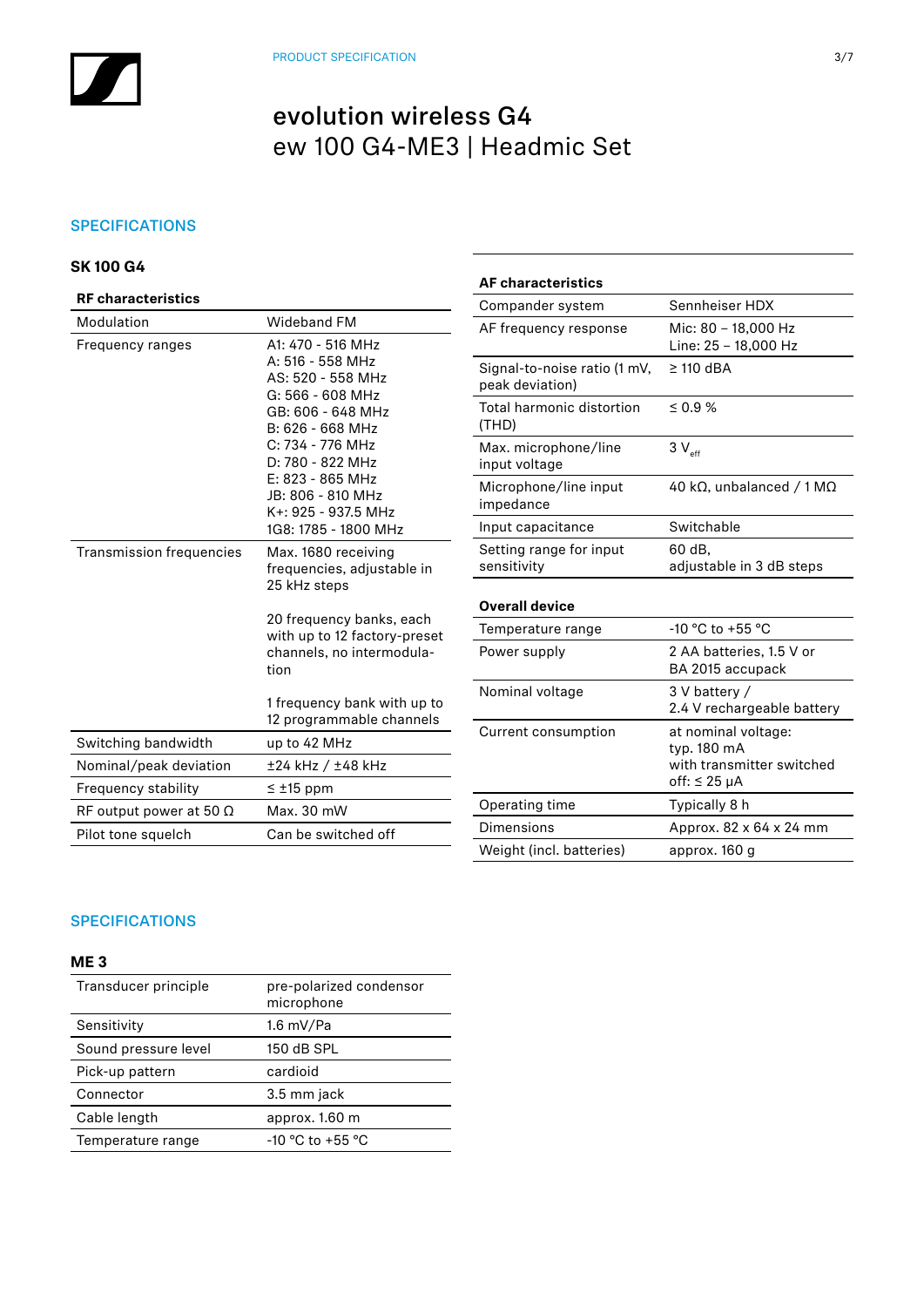# evolution wireless G4

## ew 100 G4-ME3 | Headmic Set

## SPECIFICATIONS

### SK 100 G4

**RF characteristics**

| | |
|---|---|
| Modulation | Wideband FM |
| Frequency ranges | A1: 470 - 516 MHz<br>A: 516 - 558 MHz<br>AS: 520 - 558 MHz<br>G: 566 - 608 MHz<br>GB: 606 - 648 MHz<br>B: 626 - 668 MHz<br>C: 734 - 776 MHz<br>D: 780 - 822 MHz<br>E: 823 - 865 MHz<br>JB: 806 - 810 MHz<br>K+: 925 - 937.5 MHz<br>1G8: 1785 - 1800 MHz |
| Transmission frequencies | Max. 1680 receiving frequencies, adjustable in 25 kHz steps<br><br>20 frequency banks, each with up to 12 factory-preset channels, no intermodulation<br><br>1 frequency bank with up to 12 programmable channels |
| Switching bandwidth | up to 42 MHz |
| Nominal/peak deviation | ±24 kHz / ±48 kHz |
| Frequency stability | ≤ ±15 ppm |
| RF output power at 50 Ω | Max. 30 mW |
| Pilot tone squelch | Can be switched off |

**AF characteristics**

| | |
|---|---|
| Compander system | Sennheiser HDX |
| AF frequency response | Mic: 80 – 18,000 Hz<br>Line: 25 – 18,000 Hz |
| Signal-to-noise ratio (1 mV, peak deviation) | ≥ 110 dBA |
| Total harmonic distortion (THD) | ≤ 0.9 % |
| Max. microphone/line input voltage | 3 $V_{eff}$ |
| Microphone/line input impedance | 40 kΩ, unbalanced / 1 MΩ |
| Input capacitance | Switchable |
| Setting range for input sensitivity | 60 dB,<br>adjustable in 3 dB steps |

**Overall device**

| | |
|---|---|
| Temperature range | -10 °C to +55 °C |
| Power supply | 2 AA batteries, 1.5 V or BA 2015 accupack |
| Nominal voltage | 3 V battery /<br>2.4 V rechargeable battery |
| Current consumption | at nominal voltage:<br>typ. 180 mA<br>with transmitter switched off: ≤ 25 µA |
| Operating time | Typically 8 h |
| Dimensions | Approx. 82 x 64 x 24 mm |
| Weight (incl. batteries) | approx. 160 g |

## SPECIFICATIONS

### ME 3

| | |
|---|---|
| Transducer principle | pre-polarized condensor microphone |
| Sensitivity | 1.6 mV/Pa |
| Sound pressure level | 150 dB SPL |
| Pick-up pattern | cardioid |
| Connector | 3.5 mm jack |
| Cable length | approx. 1.60 m |
| Temperature range | -10 °C to +55 °C |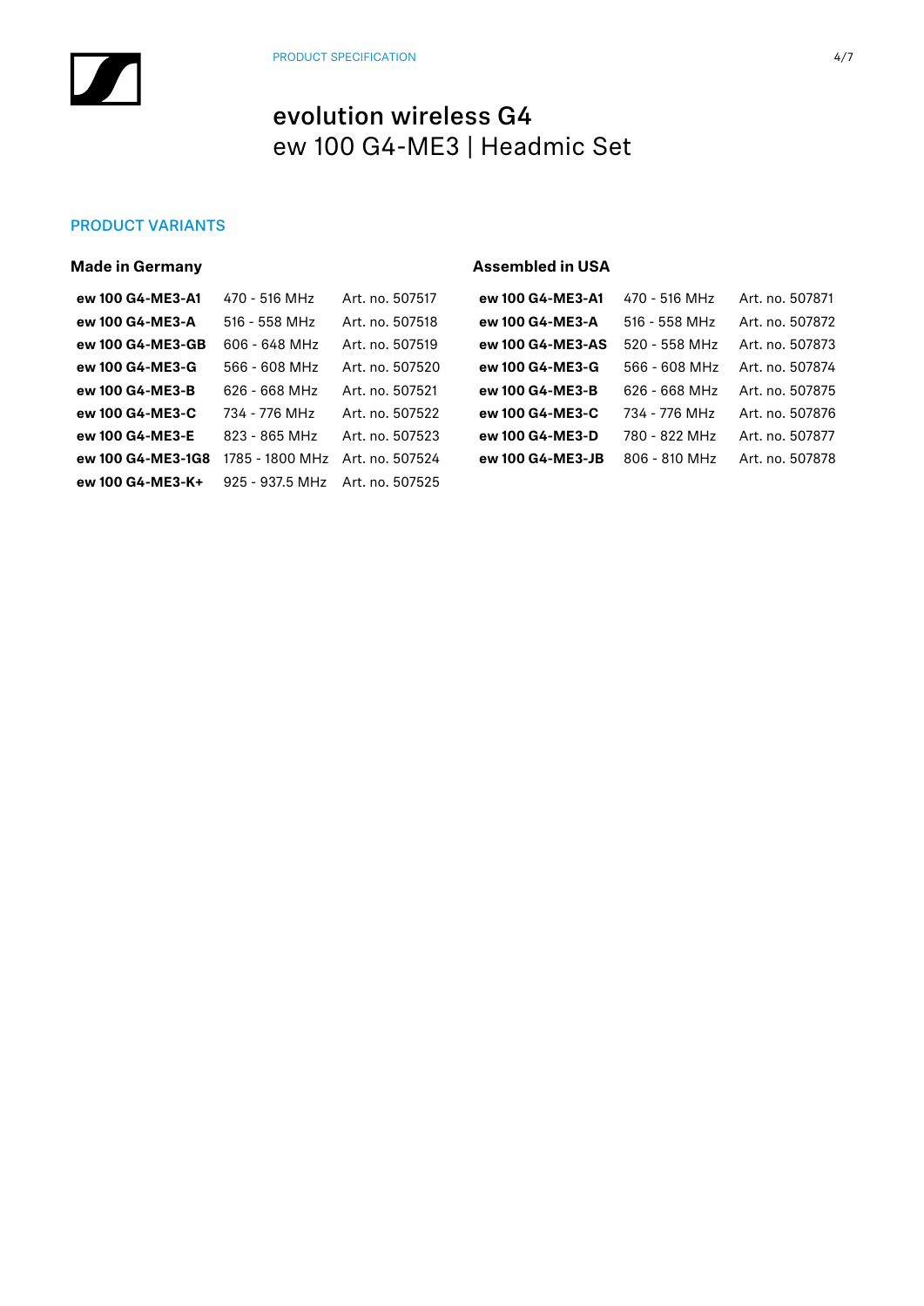# evolution wireless G4

ew 100 G4-ME3 | Headmic Set

## PRODUCT VARIANTS

### Made in Germany

| | | |
|---|---|---|
| **ew 100 G4-ME3-A1** | 470 - 516 MHz | Art. no. 507517 |
| **ew 100 G4-ME3-A** | 516 - 558 MHz | Art. no. 507518 |
| **ew 100 G4-ME3-GB** | 606 - 648 MHz | Art. no. 507519 |
| **ew 100 G4-ME3-G** | 566 - 608 MHz | Art. no. 507520 |
| **ew 100 G4-ME3-B** | 626 - 668 MHz | Art. no. 507521 |
| **ew 100 G4-ME3-C** | 734 - 776 MHz | Art. no. 507522 |
| **ew 100 G4-ME3-E** | 823 - 865 MHz | Art. no. 507523 |
| **ew 100 G4-ME3-1G8** | 1785 - 1800 MHz | Art. no. 507524 |
| **ew 100 G4-ME3-K+** | 925 - 937.5 MHz | Art. no. 507525 |

### Assembled in USA

| | | |
|---|---|---|
| **ew 100 G4-ME3-A1** | 470 - 516 MHz | Art. no. 507871 |
| **ew 100 G4-ME3-A** | 516 - 558 MHz | Art. no. 507872 |
| **ew 100 G4-ME3-AS** | 520 - 558 MHz | Art. no. 507873 |
| **ew 100 G4-ME3-G** | 566 - 608 MHz | Art. no. 507874 |
| **ew 100 G4-ME3-B** | 626 - 668 MHz | Art. no. 507875 |
| **ew 100 G4-ME3-C** | 734 - 776 MHz | Art. no. 507876 |
| **ew 100 G4-ME3-D** | 780 - 822 MHz | Art. no. 507877 |
| **ew 100 G4-ME3-JB** | 806 - 810 MHz | Art. no. 507878 |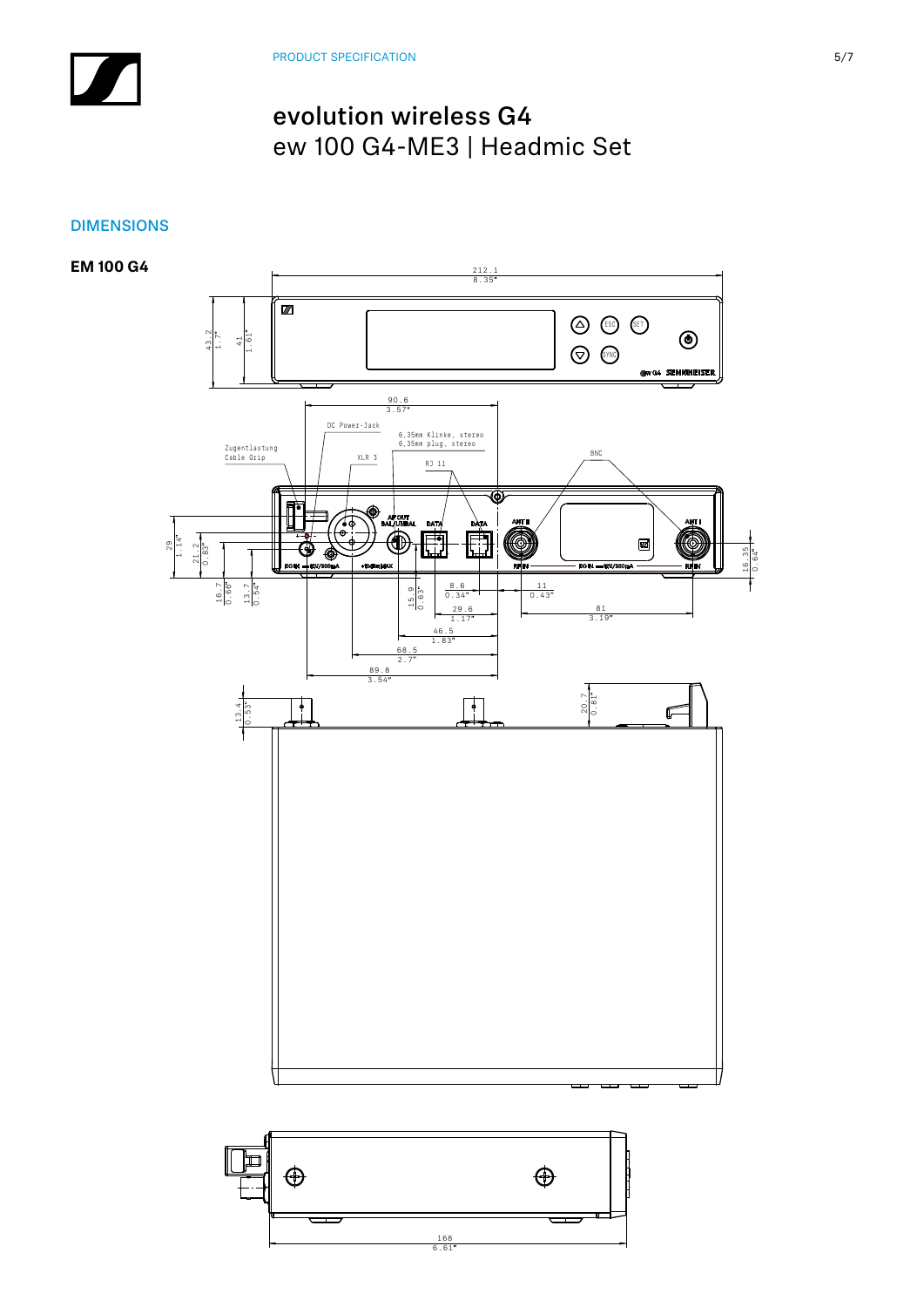# evolution wireless G4

ew 100 G4-ME3 | Headmic Set

## DIMENSIONS

### EM 100 G4

212.1
8.35"

43.2
1.7"

41
1.61"

ESC SET SYNC

ew G4 SENNHEISER

90.6
3.57"

DC Power-Jack

6,35mm Klinke, stereo
6,35mm plug, stereo

Zugentlastung
Cable Grip

XLR 3

RJ 11

BNC

AF OUT BAL/UNBAL DATA DATA ANT II ANT I

DC IN 12V/300mA +18dBu MAX RF IN DC IN 12V/300mA RF IN

29
1.14"

21.2
0.83"

16.35
0.64"

16.7
0.66"

13.7
0.54"

15.9
0.63"

8.6
0.34"

11
0.43"

29.6
1.17"

81
3.19"

46.5
1.83"

68.5
2.7"

89.8
3.54"

13.4
0.53"

20.7
0.81"

168
6.61"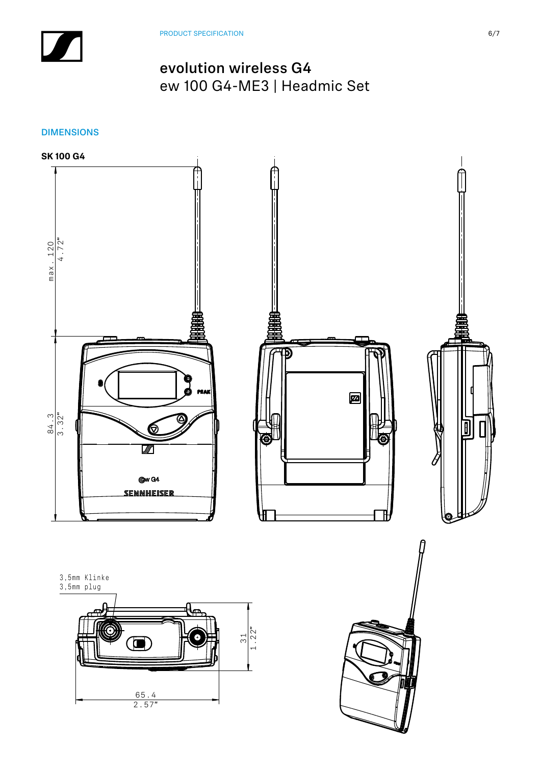# evolution wireless G4

ew 100 G4-ME3 | Headmic Set

## DIMENSIONS

**SK 100 G4**

max. 120
4.72"

84.3
3.32"

PEAK

ew G4

SENNHEISER

3,5mm Klinke
3,5mm plug

31
1.22"

65.4
2.57"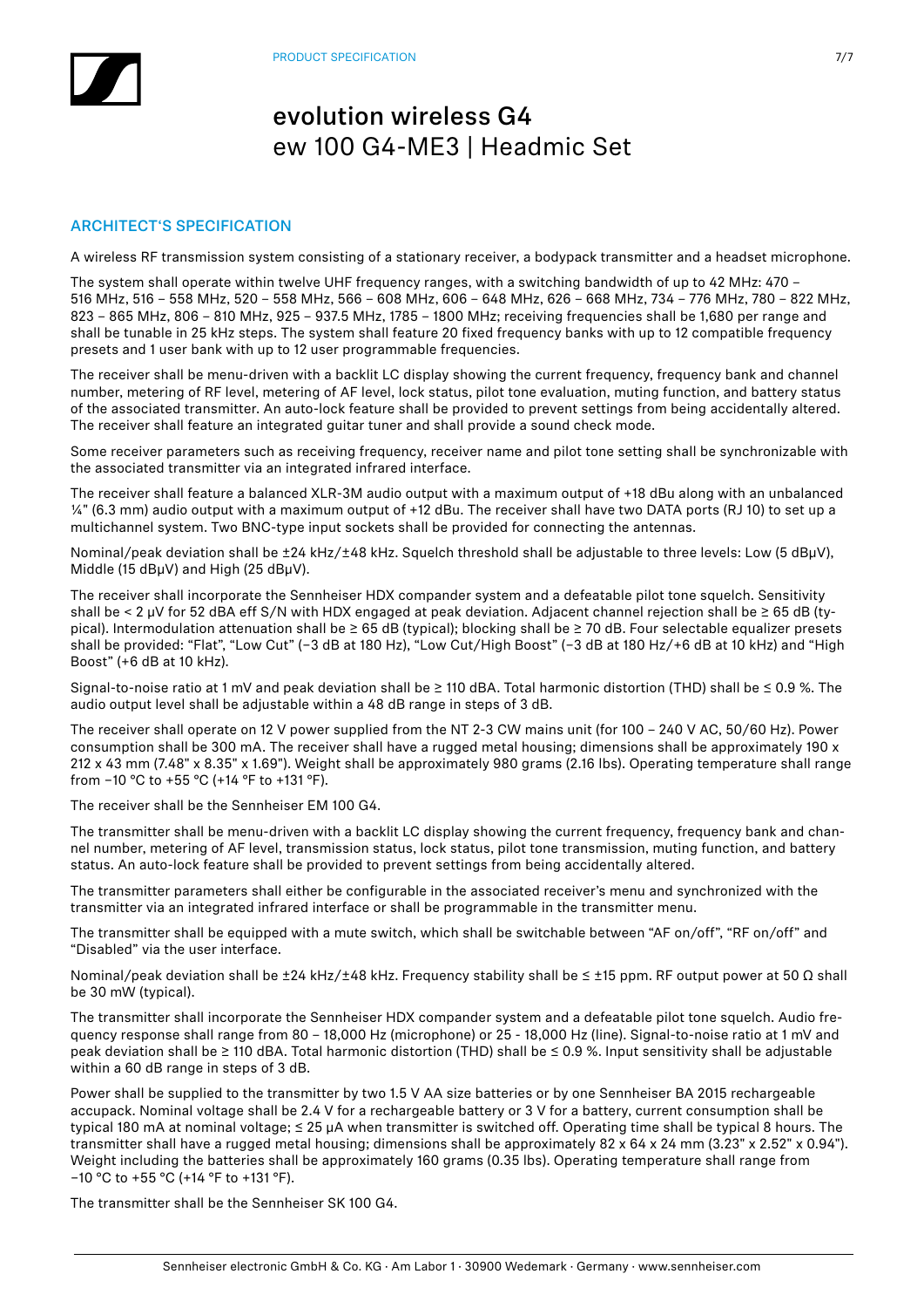# evolution wireless G4

ew 100 G4-ME3 | Headmic Set

## ARCHITECT'S SPECIFICATION

A wireless RF transmission system consisting of a stationary receiver, a bodypack transmitter and a headset microphone.

The system shall operate within twelve UHF frequency ranges, with a switching bandwidth of up to 42 MHz: 470 – 516 MHz, 516 – 558 MHz, 520 – 558 MHz, 566 – 608 MHz, 606 – 648 MHz, 626 – 668 MHz, 734 – 776 MHz, 780 – 822 MHz, 823 – 865 MHz, 806 – 810 MHz, 925 – 937.5 MHz, 1785 – 1800 MHz; receiving frequencies shall be 1,680 per range and shall be tunable in 25 kHz steps. The system shall feature 20 fixed frequency banks with up to 12 compatible frequency presets and 1 user bank with up to 12 user programmable frequencies.

The receiver shall be menu-driven with a backlit LC display showing the current frequency, frequency bank and channel number, metering of RF level, metering of AF level, lock status, pilot tone evaluation, muting function, and battery status of the associated transmitter. An auto-lock feature shall be provided to prevent settings from being accidentally altered. The receiver shall feature an integrated guitar tuner and shall provide a sound check mode.

Some receiver parameters such as receiving frequency, receiver name and pilot tone setting shall be synchronizable with the associated transmitter via an integrated infrared interface.

The receiver shall feature a balanced XLR-3M audio output with a maximum output of +18 dBu along with an unbalanced ¼" (6.3 mm) audio output with a maximum output of +12 dBu. The receiver shall have two DATA ports (RJ 10) to set up a multichannel system. Two BNC-type input sockets shall be provided for connecting the antennas.

Nominal/peak deviation shall be ±24 kHz/±48 kHz. Squelch threshold shall be adjustable to three levels: Low (5 dBμV), Middle (15 dBμV) and High (25 dBμV).

The receiver shall incorporate the Sennheiser HDX compander system and a defeatable pilot tone squelch. Sensitivity shall be < 2 μV for 52 dBA eff S/N with HDX engaged at peak deviation. Adjacent channel rejection shall be ≥ 65 dB (typical). Intermodulation attenuation shall be ≥ 65 dB (typical); blocking shall be ≥ 70 dB. Four selectable equalizer presets shall be provided: "Flat", "Low Cut" (−3 dB at 180 Hz), "Low Cut/High Boost" (−3 dB at 180 Hz/+6 dB at 10 kHz) and "High Boost" (+6 dB at 10 kHz).

Signal-to-noise ratio at 1 mV and peak deviation shall be ≥ 110 dBA. Total harmonic distortion (THD) shall be ≤ 0.9 %. The audio output level shall be adjustable within a 48 dB range in steps of 3 dB.

The receiver shall operate on 12 V power supplied from the NT 2-3 CW mains unit (for 100 – 240 V AC, 50/60 Hz). Power consumption shall be 300 mA. The receiver shall have a rugged metal housing; dimensions shall be approximately 190 x 212 x 43 mm (7.48" x 8.35" x 1.69"). Weight shall be approximately 980 grams (2.16 lbs). Operating temperature shall range from −10 °C to +55 °C (+14 °F to +131 °F).

The receiver shall be the Sennheiser EM 100 G4.

The transmitter shall be menu-driven with a backlit LC display showing the current frequency, frequency bank and channel number, metering of AF level, transmission status, lock status, pilot tone transmission, muting function, and battery status. An auto-lock feature shall be provided to prevent settings from being accidentally altered.

The transmitter parameters shall either be configurable in the associated receiver's menu and synchronized with the transmitter via an integrated infrared interface or shall be programmable in the transmitter menu.

The transmitter shall be equipped with a mute switch, which shall be switchable between "AF on/off", "RF on/off" and "Disabled" via the user interface.

Nominal/peak deviation shall be ±24 kHz/±48 kHz. Frequency stability shall be ≤ ±15 ppm. RF output power at 50 Ω shall be 30 mW (typical).

The transmitter shall incorporate the Sennheiser HDX compander system and a defeatable pilot tone squelch. Audio frequency response shall range from 80 – 18,000 Hz (microphone) or 25 - 18,000 Hz (line). Signal-to-noise ratio at 1 mV and peak deviation shall be ≥ 110 dBA. Total harmonic distortion (THD) shall be ≤ 0.9 %. Input sensitivity shall be adjustable within a 60 dB range in steps of 3 dB.

Power shall be supplied to the transmitter by two 1.5 V AA size batteries or by one Sennheiser BA 2015 rechargeable accupack. Nominal voltage shall be 2.4 V for a rechargeable battery or 3 V for a battery, current consumption shall be typical 180 mA at nominal voltage; ≤ 25 μA when transmitter is switched off. Operating time shall be typical 8 hours. The transmitter shall have a rugged metal housing; dimensions shall be approximately 82 x 64 x 24 mm (3.23" x 2.52" x 0.94"). Weight including the batteries shall be approximately 160 grams (0.35 lbs). Operating temperature shall range from −10 °C to +55 °C (+14 °F to +131 °F).

The transmitter shall be the Sennheiser SK 100 G4.